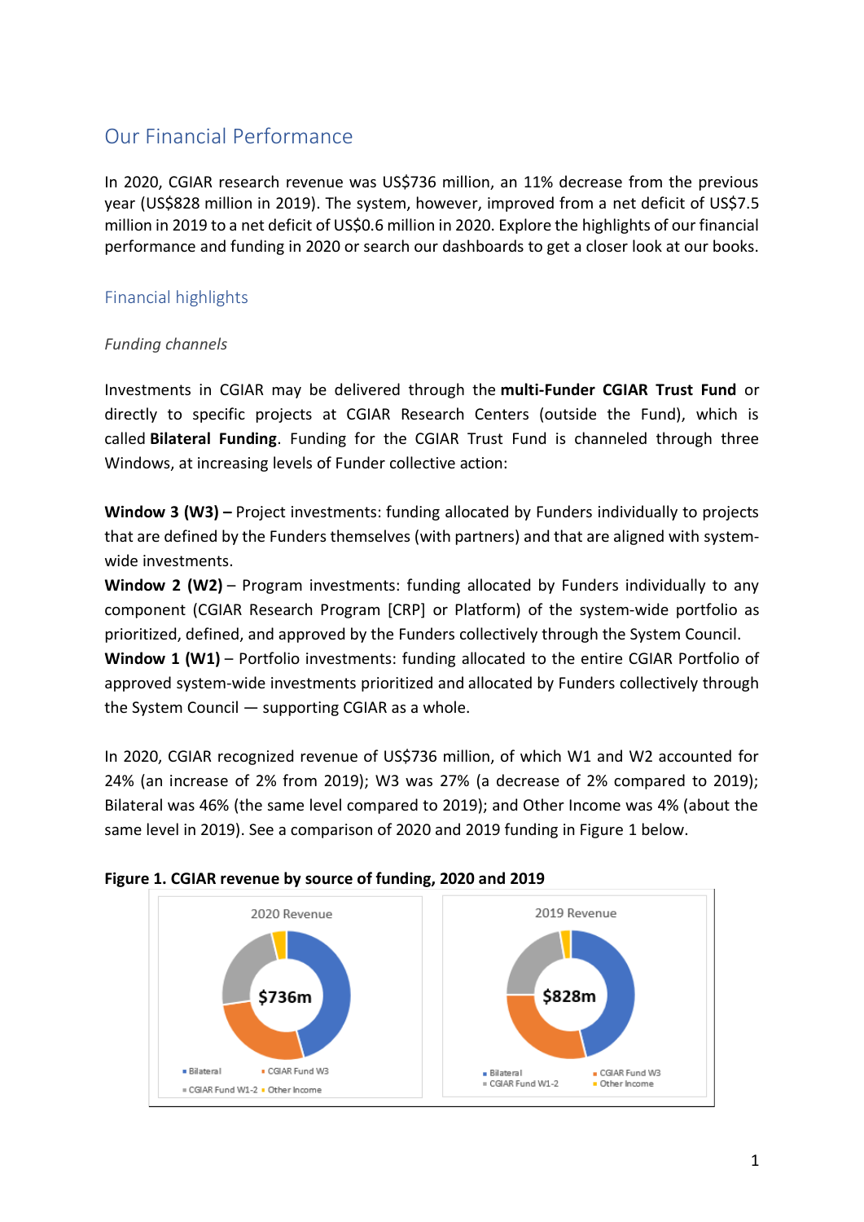## Our Financial Performance

In 2020, CGIAR research revenue was US$736 million, an 11% decrease from the previous year (US$828 million in 2019). The system, however, improved from a net deficit of US$7.5 million in 2019 to a net deficit of US$0.6 million in 2020. Explore the highlights of our financial performance and funding in 2020 or search our dashboards to get a closer look at our books.

### Financial highlights

*Funding channels*

Investments in CGIAR may be delivered through the **multi-Funder CGIAR Trust Fund** or directly to specific projects at CGIAR Research Centers (outside the Fund), which is called **Bilateral Funding**. Funding for the CGIAR Trust Fund is channeled through three Windows, at increasing levels of Funder collective action:

**Window 3 (W3) –** Project investments: funding allocated by Funders individually to projects that are defined by the Funders themselves (with partners) and that are aligned with system-wide investments.

**Window 2 (W2)** – Program investments: funding allocated by Funders individually to any component (CGIAR Research Program [CRP] or Platform) of the system-wide portfolio as prioritized, defined, and approved by the Funders collectively through the System Council.

**Window 1 (W1)** – Portfolio investments: funding allocated to the entire CGIAR Portfolio of approved system-wide investments prioritized and allocated by Funders collectively through the System Council — supporting CGIAR as a whole.

In 2020, CGIAR recognized revenue of US$736 million, of which W1 and W2 accounted for 24% (an increase of 2% from 2019); W3 was 27% (a decrease of 2% compared to 2019); Bilateral was 46% (the same level compared to 2019); and Other Income was 4% (about the same level in 2019). See a comparison of 2020 and 2019 funding in Figure 1 below.

**Figure 1. CGIAR revenue by source of funding, 2020 and 2019**

2020 Revenue: $736m — Bilateral, CGIAR Fund W3, CGIAR Fund W1-2, Other Income

2019 Revenue: $828m — Bilateral, CGIAR Fund W3, CGIAR Fund W1-2, Other Income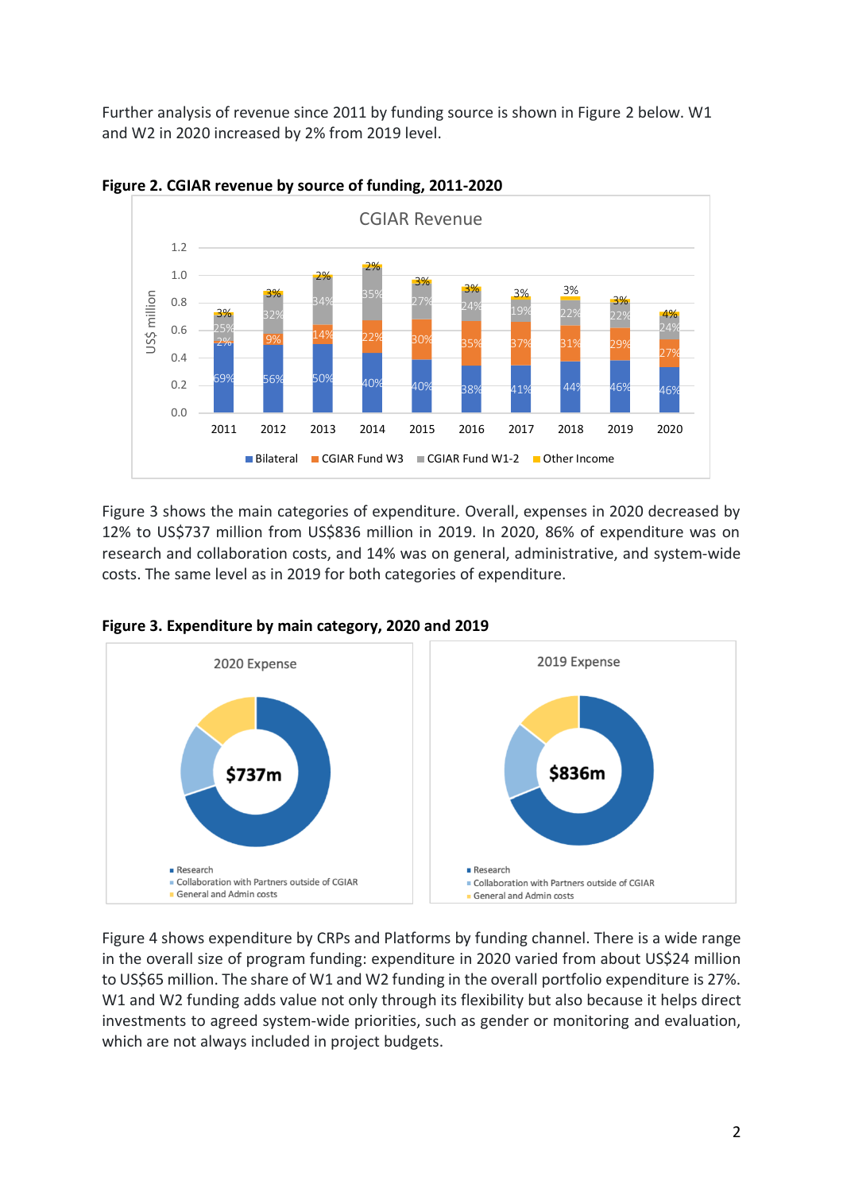Further analysis of revenue since 2011 by funding source is shown in Figure 2 below. W1 and W2 in 2020 increased by 2% from 2019 level.

**Figure 2. CGIAR revenue by source of funding, 2011-2020**

Figure 3 shows the main categories of expenditure. Overall, expenses in 2020 decreased by 12% to US$737 million from US$836 million in 2019. In 2020, 86% of expenditure was on research and collaboration costs, and 14% was on general, administrative, and system-wide costs. The same level as in 2019 for both categories of expenditure.

**Figure 3. Expenditure by main category, 2020 and 2019**

Figure 4 shows expenditure by CRPs and Platforms by funding channel. There is a wide range in the overall size of program funding: expenditure in 2020 varied from about US$24 million to US$65 million. The share of W1 and W2 funding in the overall portfolio expenditure is 27%. W1 and W2 funding adds value not only through its flexibility but also because it helps direct investments to agreed system-wide priorities, such as gender or monitoring and evaluation, which are not always included in project budgets.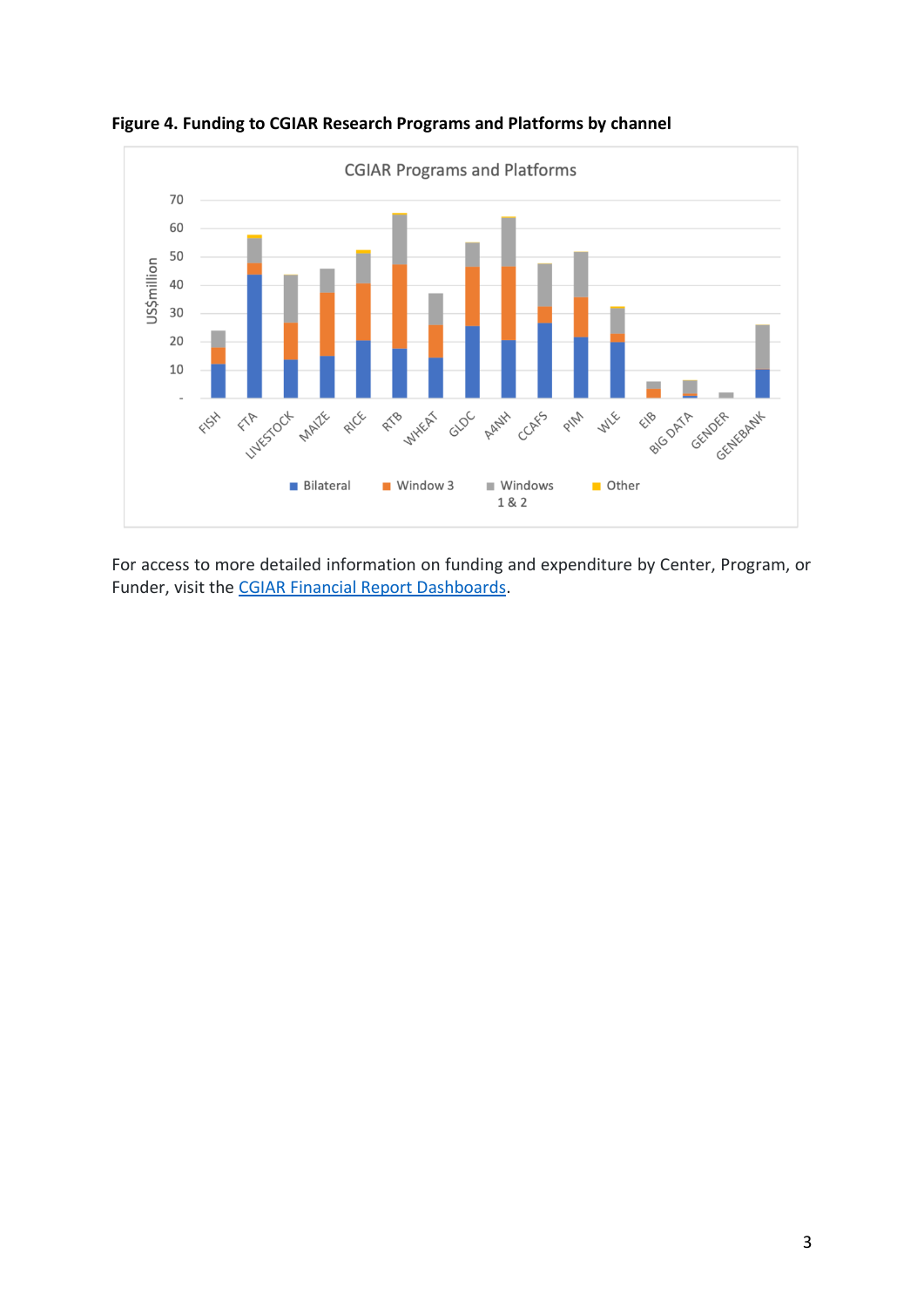**Figure 4. Funding to CGIAR Research Programs and Platforms by channel**

CGIAR Programs and Platforms

US$million

70
60
50
40
30
20
10
-

FISH
FTA
LIVESTOCK
MAIZE
RICE
RTB
WHEAT
GLDC
A4NH
CCAFS
PIM
WLE
EIB
BIG DATA
GENDER
GENEBANK

Bilateral
Window 3
Windows 1 & 2
Other

For access to more detailed information on funding and expenditure by Center, Program, or Funder, visit the CGIAR Financial Report Dashboards.